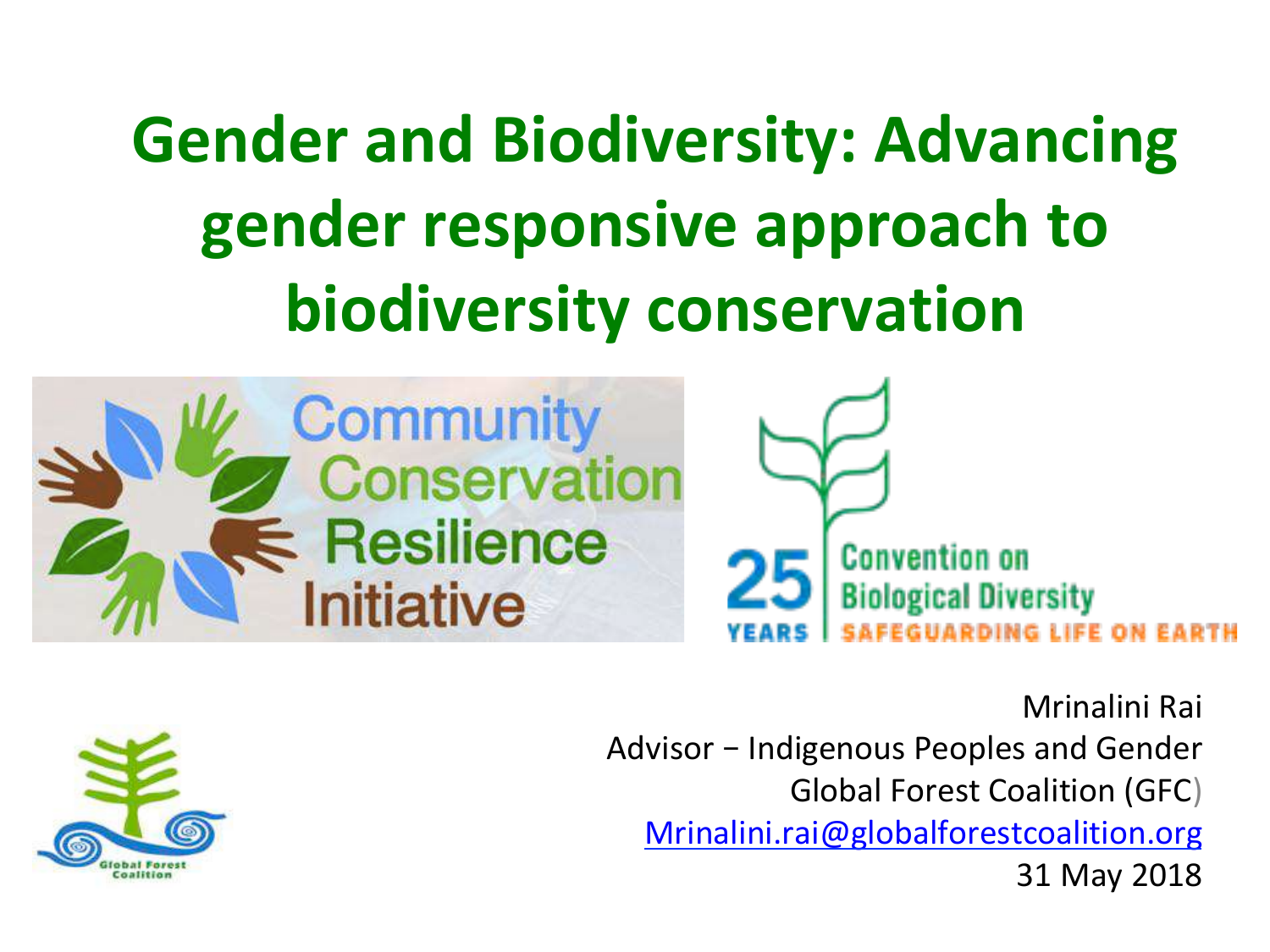# Gender and Biodiversity: Advancing gender responsive approach to biodiversity conservation

Mrinalini Rai
Advisor − Indigenous Peoples and Gender
Global Forest Coalition (GFC)
Mrinalini.rai@globalforestcoalition.org
31 May 2018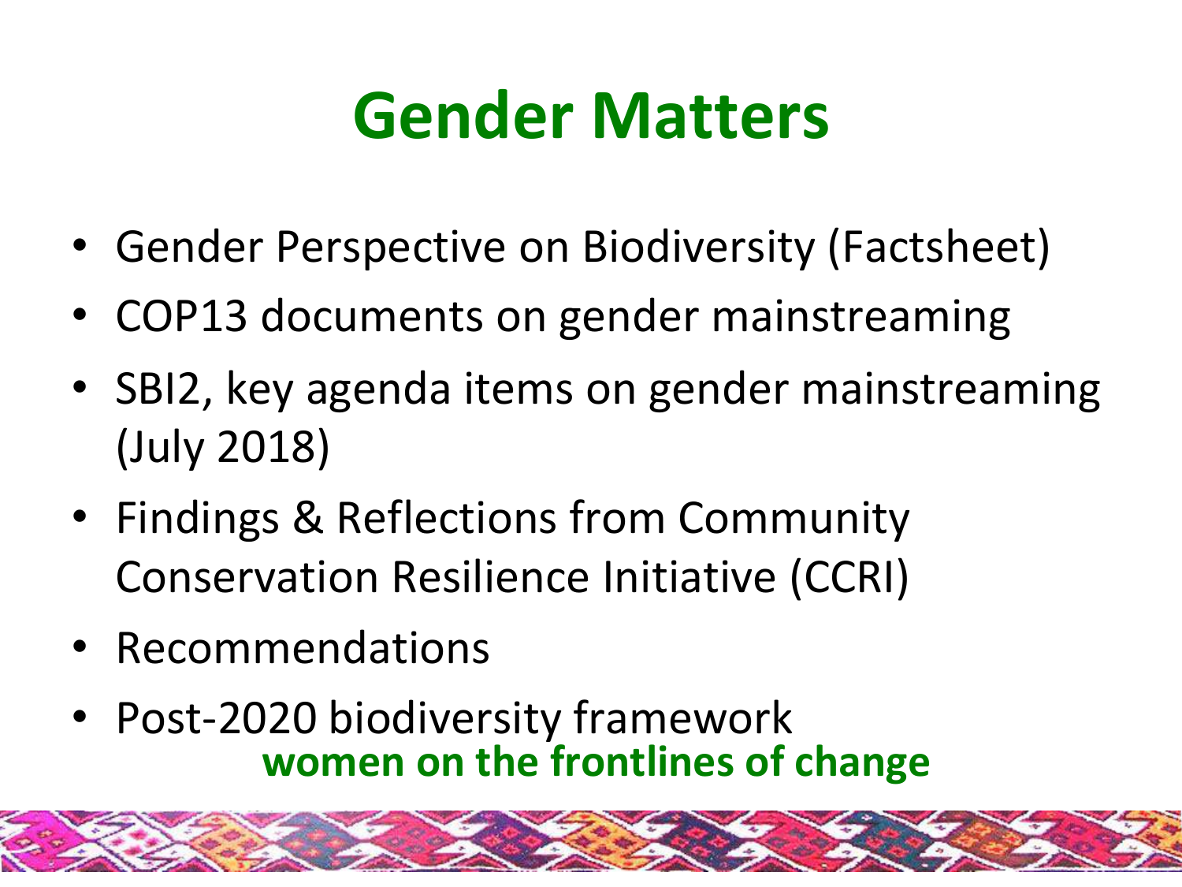# Gender Matters

- Gender Perspective on Biodiversity (Factsheet)
- COP13 documents on gender mainstreaming
- SBI2, key agenda items on gender mainstreaming (July 2018)
- Findings & Reflections from Community Conservation Resilience Initiative (CCRI)
- Recommendations
- Post-2020 biodiversity framework

**women on the frontlines of change**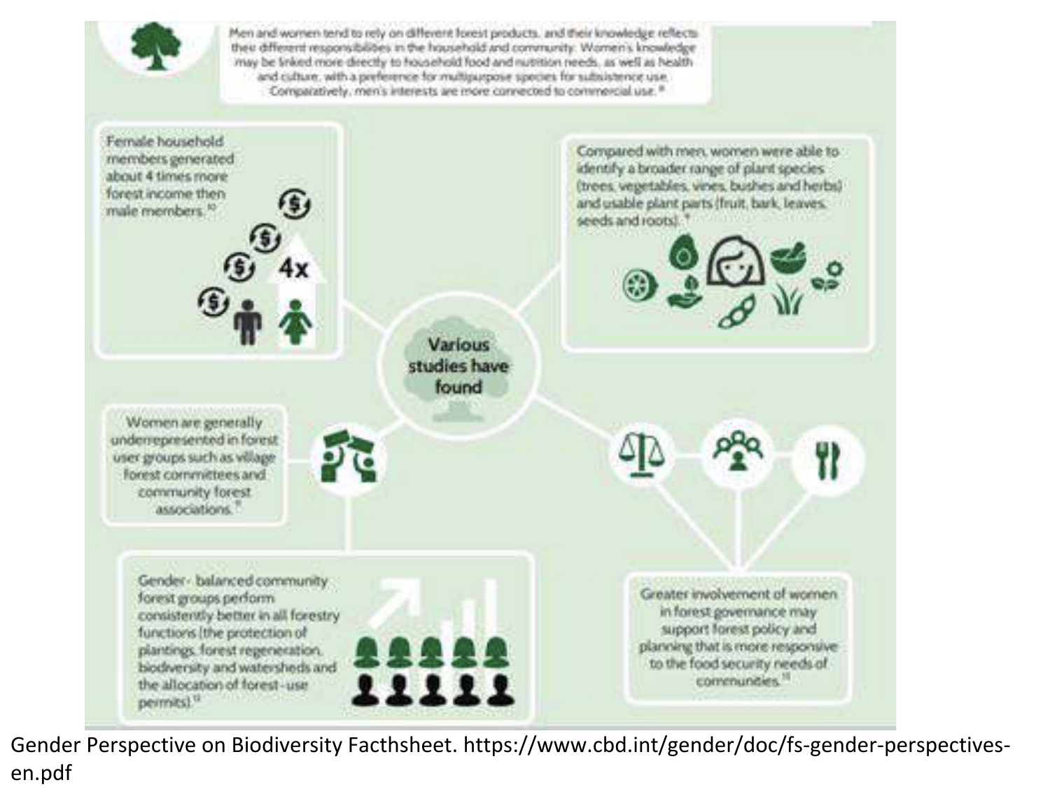Men and women tend to rely on different forest products, and their knowledge reflects their different responsibilities in the household and community. Women's knowledge may be linked more directly to household food and nutrition needs, as well as health and culture, with a preference for multipurpose species for subsistence use. Comparatively, men's interests are more connected to commercial use.[8]

Female household members generated about 4 times more forest income then male members.[10]

4x

Compared with men, women were able to identify a broader range of plant species (trees, vegetables, vines, bushes and herbs) and usable plant parts (fruit, bark, leaves, seeds and roots).[7]

Various studies have found

Women are generally underrepresented in forest user groups such as village forest committees and community forest associations.[11]

Gender- balanced community forest groups perform consistently better in all forestry functions (the protection of plantings, forest regeneration, biodiversity and watersheds and the allocation of forest-use permits).[12]

Greater involvement of women in forest governance may support forest policy and planning that is more responsive to the food security needs of communities.[13]

Gender Perspective on Biodiversity Facthsheet. https://www.cbd.int/gender/doc/fs-gender-perspectives-en.pdf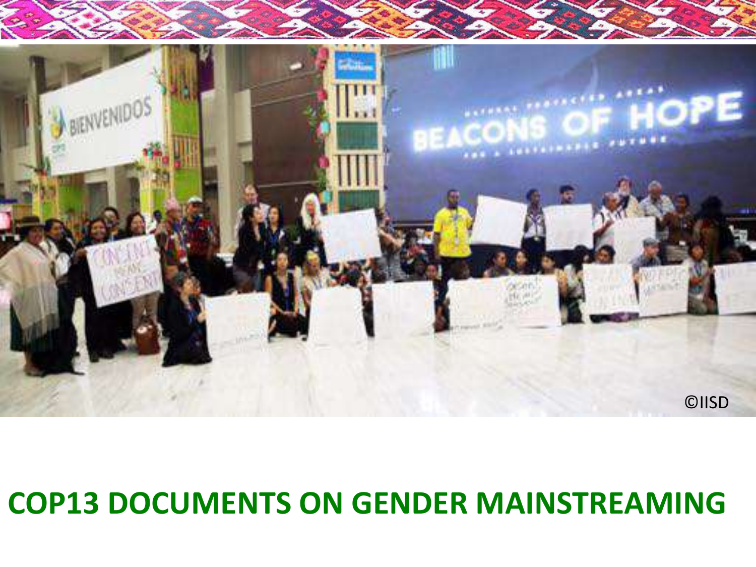©IISD

# COP13 DOCUMENTS ON GENDER MAINSTREAMING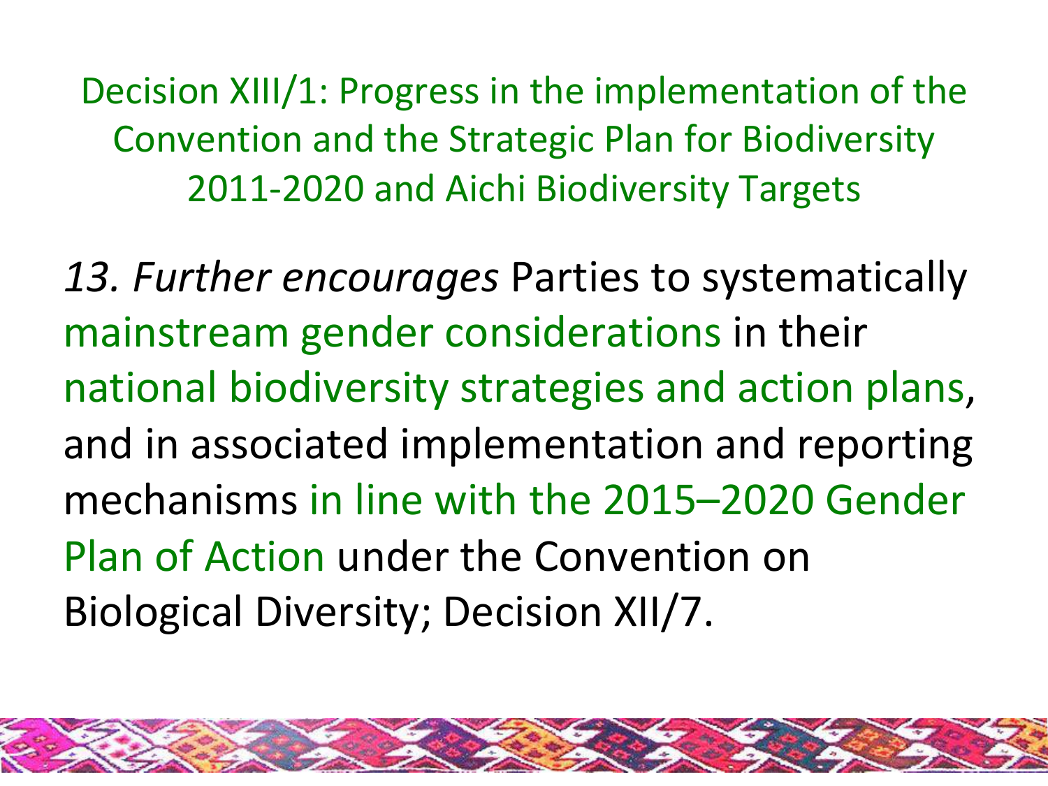## Decision XIII/1: Progress in the implementation of the Convention and the Strategic Plan for Biodiversity 2011-2020 and Aichi Biodiversity Targets

*13. Further encourages* Parties to systematically mainstream gender considerations in their national biodiversity strategies and action plans, and in associated implementation and reporting mechanisms in line with the 2015–2020 Gender Plan of Action under the Convention on Biological Diversity; Decision XII/7.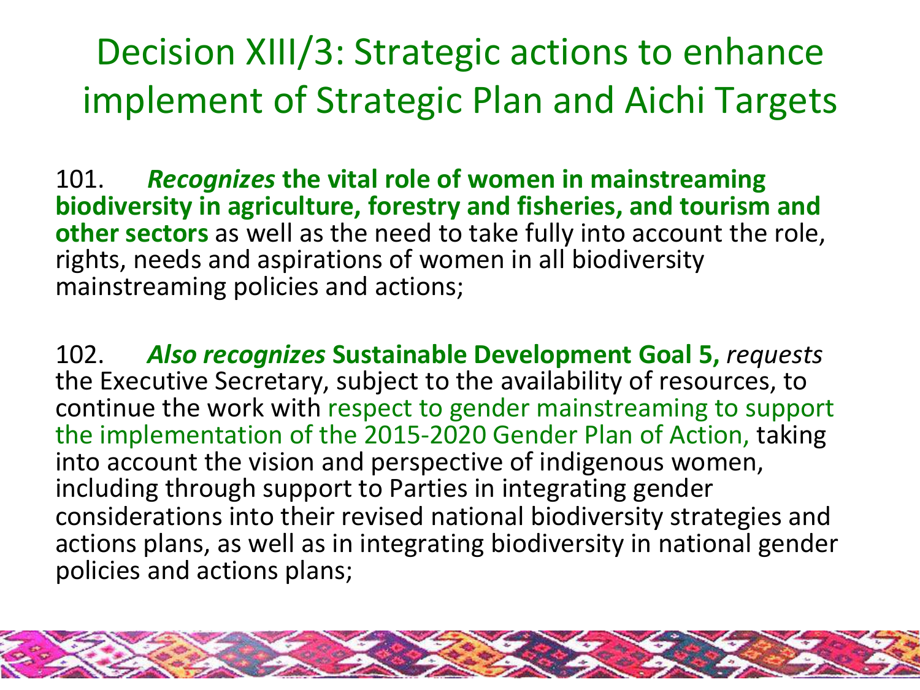# Decision XIII/3: Strategic actions to enhance implement of Strategic Plan and Aichi Targets

101. ***Recognizes* the vital role of women in mainstreaming biodiversity in agriculture, forestry and fisheries, and tourism and other sectors** as well as the need to take fully into account the role, rights, needs and aspirations of women in all biodiversity mainstreaming policies and actions;

102. ***Also recognizes* Sustainable Development Goal 5,** *requests* the Executive Secretary, subject to the availability of resources, to continue the work with respect to gender mainstreaming to support the implementation of the 2015-2020 Gender Plan of Action, taking into account the vision and perspective of indigenous women, including through support to Parties in integrating gender considerations into their revised national biodiversity strategies and actions plans, as well as in integrating biodiversity in national gender policies and actions plans;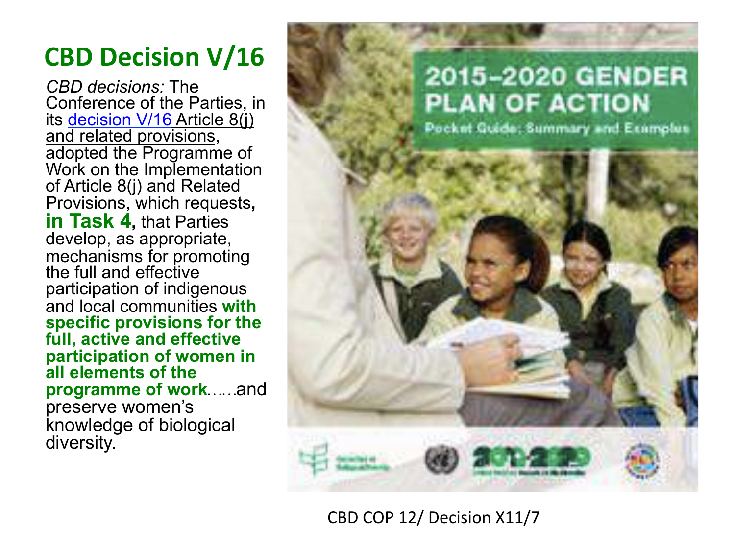# CBD Decision V/16

*CBD decisions:* The Conference of the Parties, in its decision V/16 Article 8(j) and related provisions, adopted the Programme of Work on the Implementation of Article 8(j) and Related Provisions, which requests, **in Task 4,** that Parties develop, as appropriate, mechanisms for promoting the full and effective participation of indigenous and local communities **with specific provisions for the full, active and effective participation of women in all elements of the programme of work**……and preserve women's knowledge of biological diversity.

2015-2020 GENDER PLAN OF ACTION

Pocket Guide: Summary and Examples

CBD COP 12/ Decision X11/7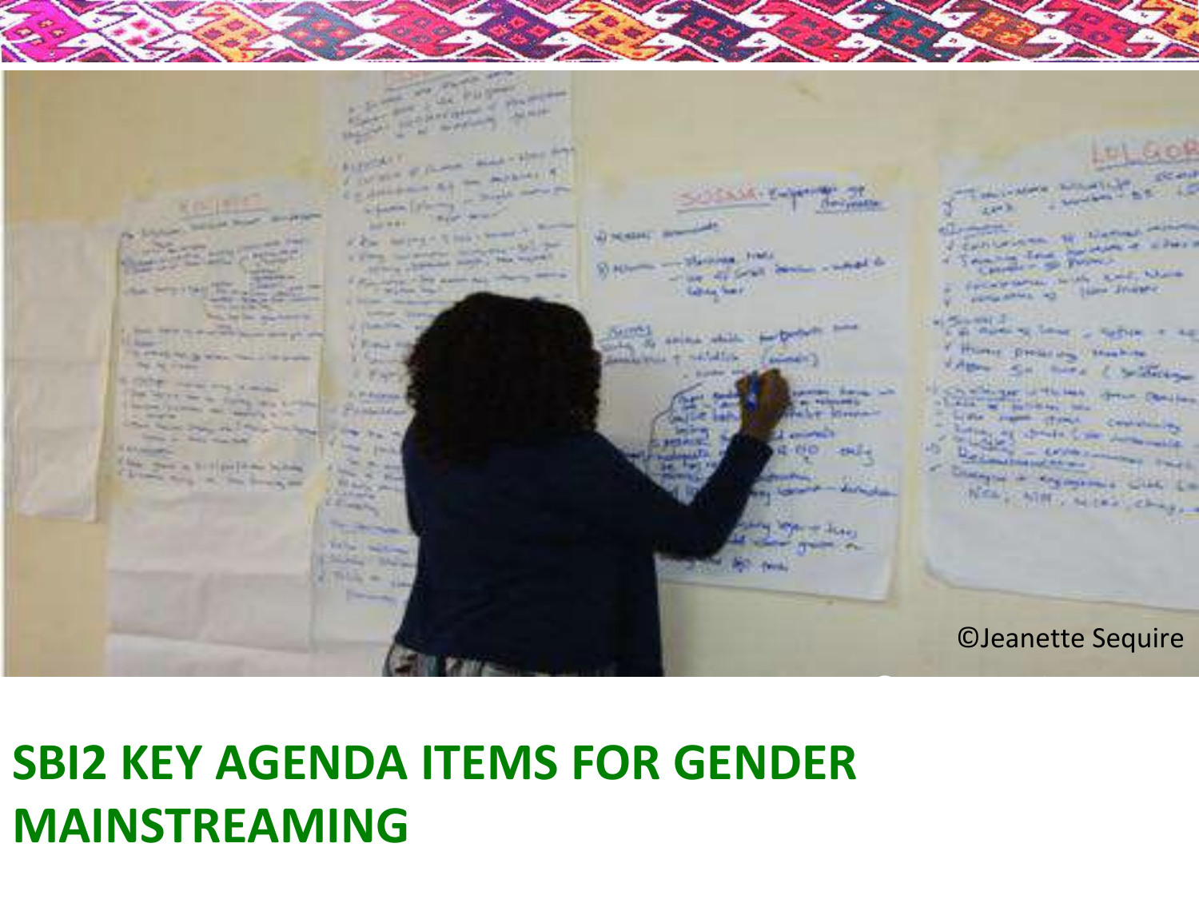©Jeanette Sequire

# SBI2 KEY AGENDA ITEMS FOR GENDER MAINSTREAMING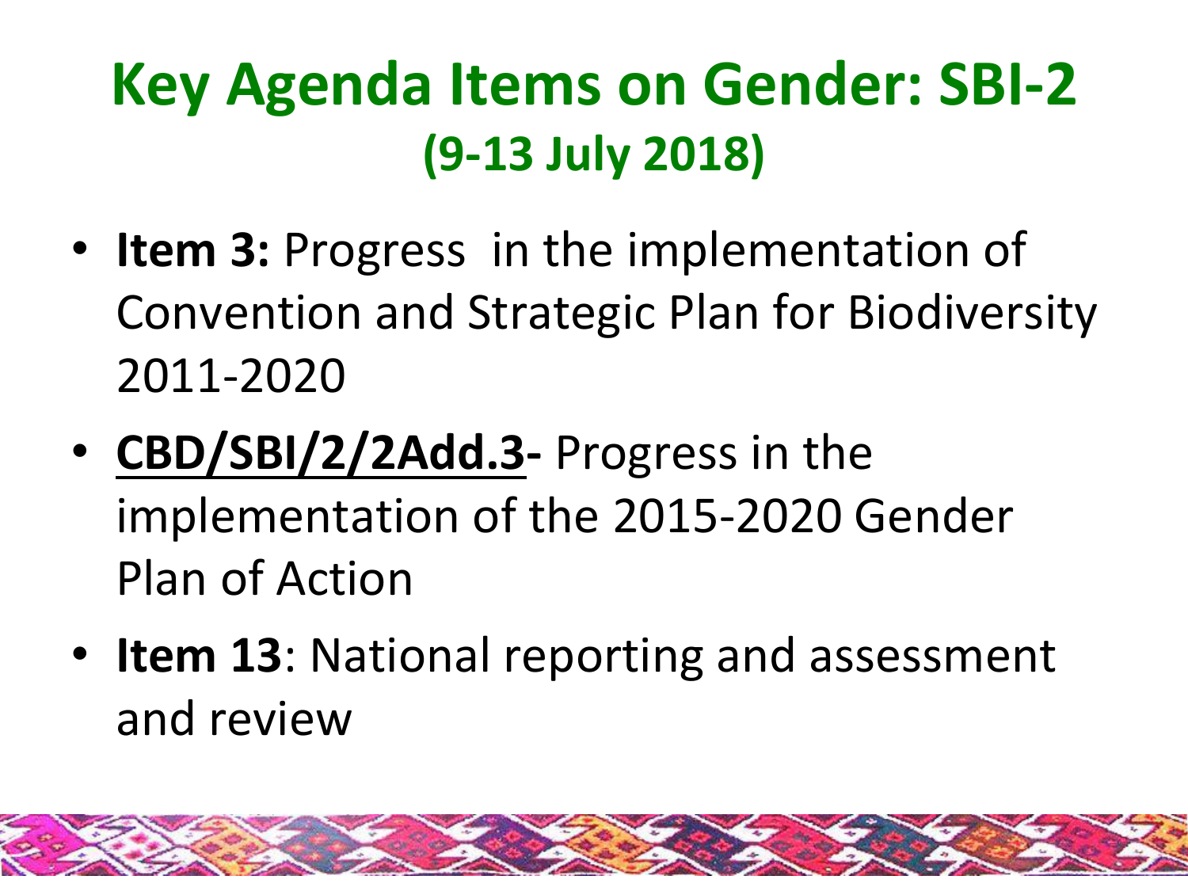# Key Agenda Items on Gender: SBI-2
## (9-13 July 2018)

- **Item 3:** Progress  in the implementation of Convention and Strategic Plan for Biodiversity 2011-2020
- **CBD/SBI/2/2Add.3-** Progress in the implementation of the 2015-2020 Gender Plan of Action
- **Item 13**: National reporting and assessment and review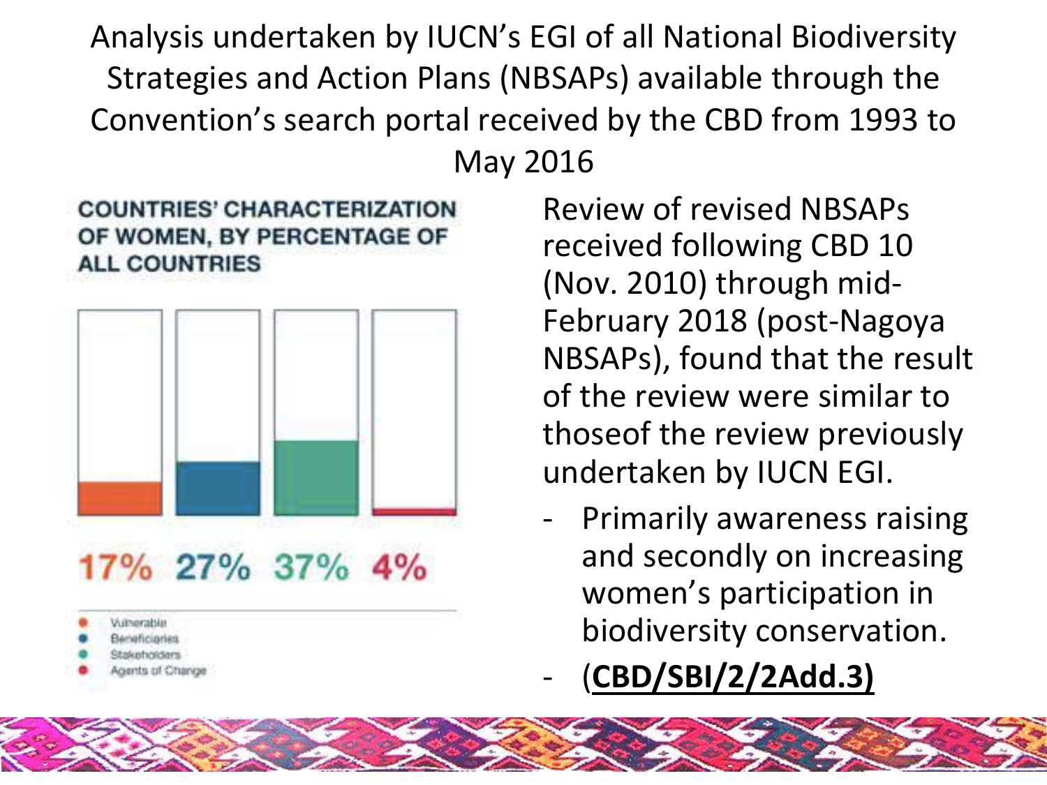Analysis undertaken by IUCN's EGI of all National Biodiversity Strategies and Action Plans (NBSAPs) available through the Convention's search portal received by the CBD from 1993 to May 2016

**COUNTRIES' CHARACTERIZATION OF WOMEN, BY PERCENTAGE OF ALL COUNTRIES**

| Vulnerable | Beneficiaries | Stakeholders | Agents of Change |
|---|---|---|---|
| 17% | 27% | 37% | 4% |

Review of revised NBSAPs received following CBD 10 (Nov. 2010) through mid-February 2018 (post-Nagoya NBSAPs), found that the result of the review were similar to thoseof the review previously undertaken by IUCN EGI.

- Primarily awareness raising and secondly on increasing women's participation in biodiversity conservation.
- (**CBD/SBI/2/2Add.3)**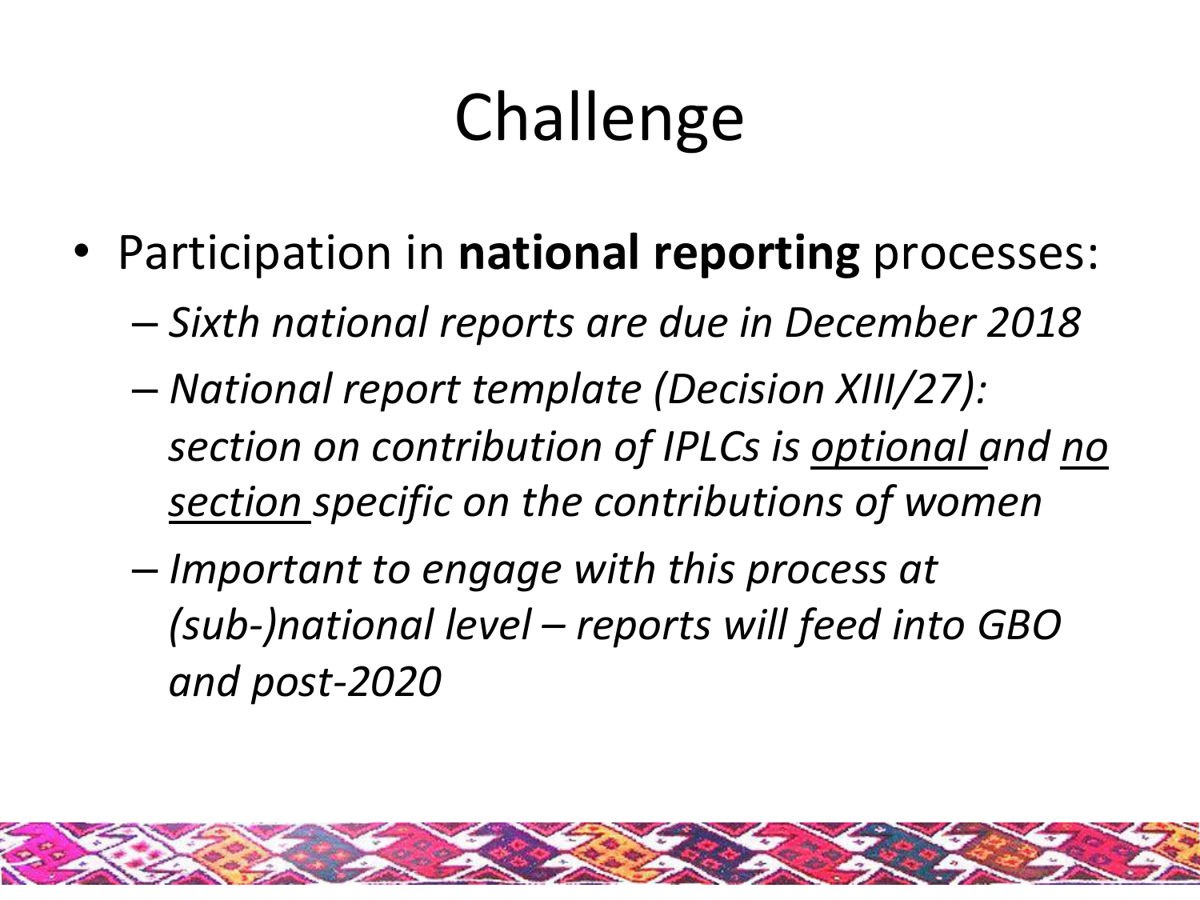# Challenge

- Participation in **national reporting** processes:
  - *Sixth national reports are due in December 2018*
  - *National report template (Decision XIII/27): section on contribution of IPLCs is optional and no section specific on the contributions of women*
  - *Important to engage with this process at (sub-)national level – reports will feed into GBO and post-2020*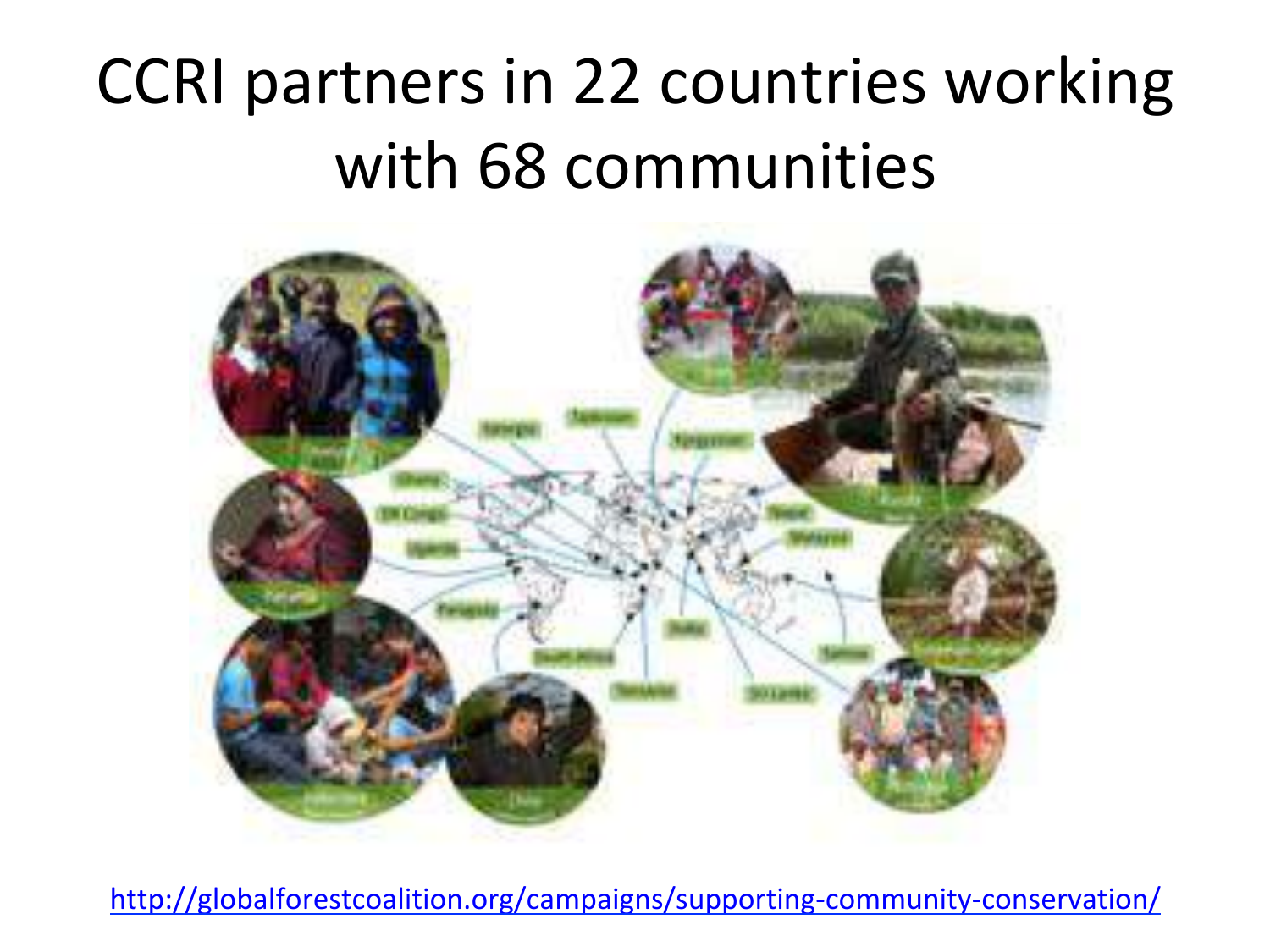# CCRI partners in 22 countries working with 68 communities

http://globalforestcoalition.org/campaigns/supporting-community-conservation/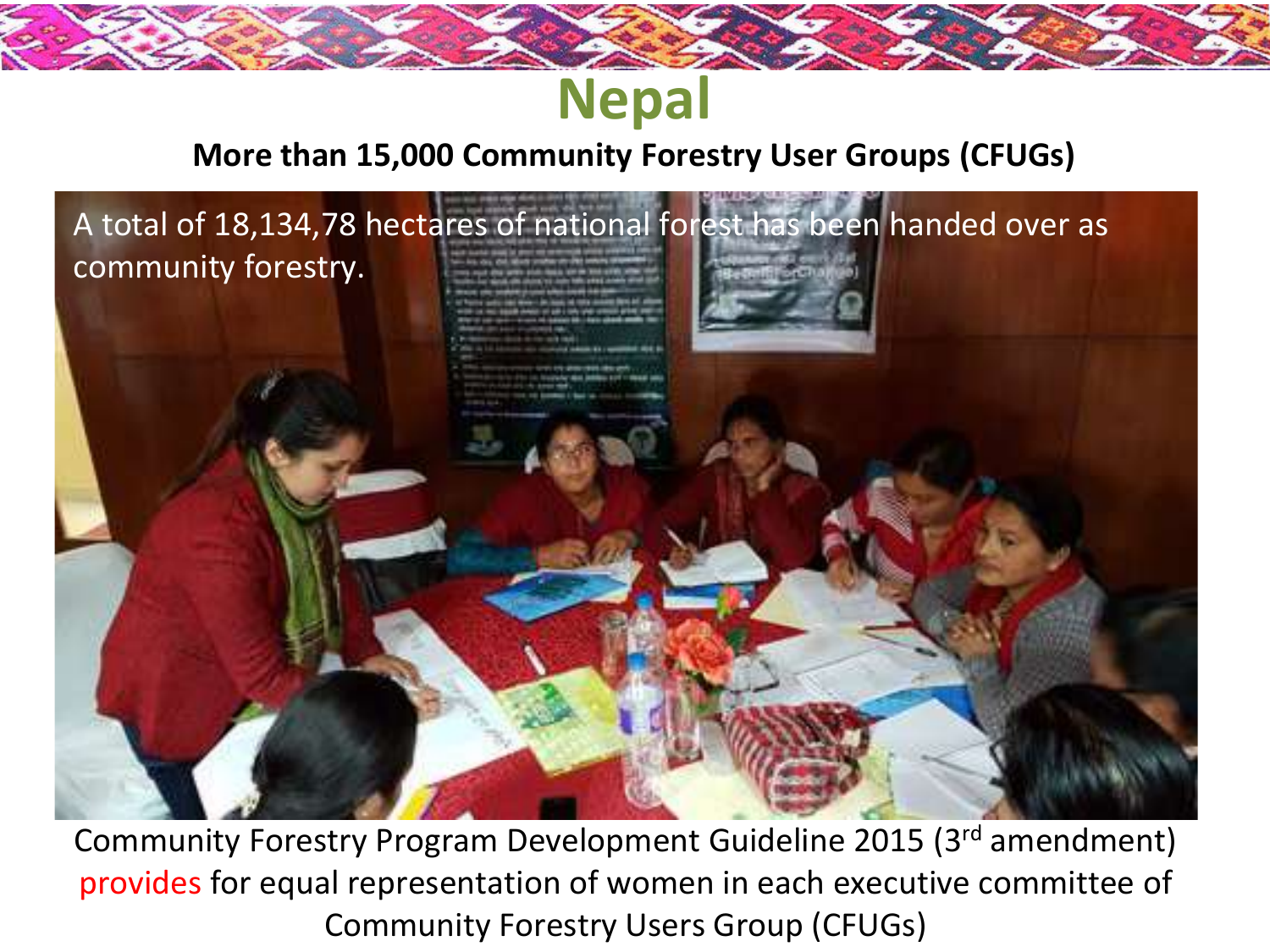# Nepal

**More than 15,000 Community Forestry User Groups (CFUGs)**

A total of 18,134,78 hectares of national forest has been handed over as community forestry.

Community Forestry Program Development Guideline 2015 (3rd amendment) provides for equal representation of women in each executive committee of Community Forestry Users Group (CFUGs)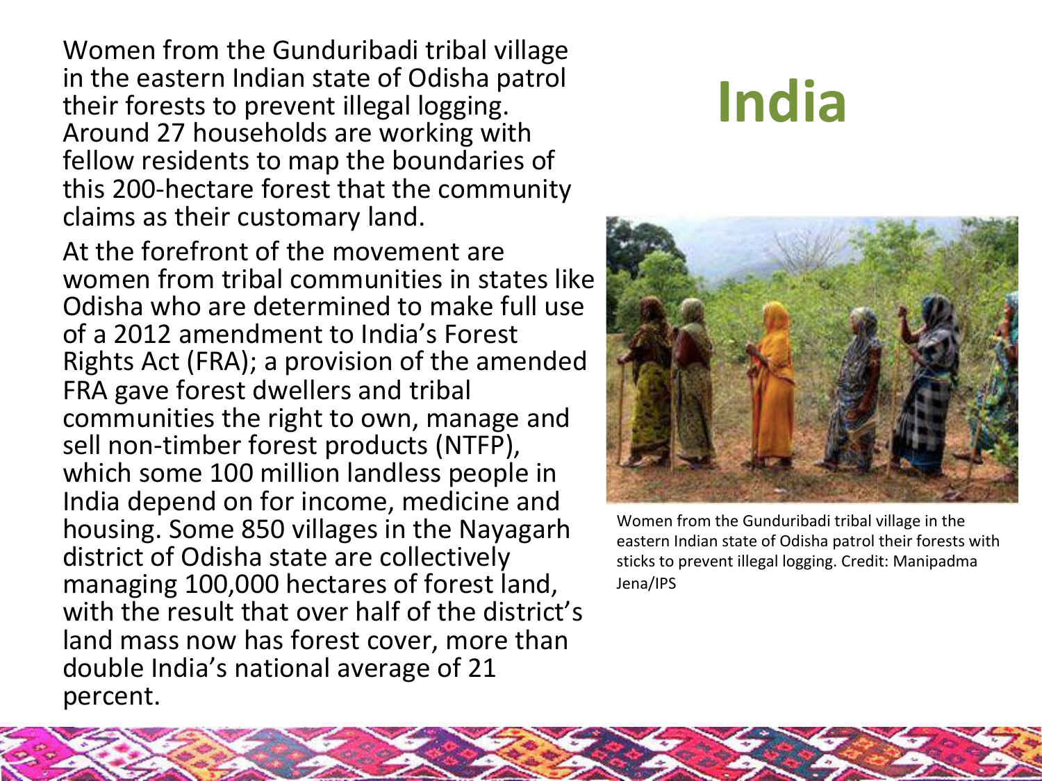# India

Women from the Gunduribadi tribal village in the eastern Indian state of Odisha patrol their forests to prevent illegal logging. Around 27 households are working with fellow residents to map the boundaries of this 200-hectare forest that the community claims as their customary land.

At the forefront of the movement are women from tribal communities in states like Odisha who are determined to make full use of a 2012 amendment to India's Forest Rights Act (FRA); a provision of the amended FRA gave forest dwellers and tribal communities the right to own, manage and sell non-timber forest products (NTFP), which some 100 million landless people in India depend on for income, medicine and housing. Some 850 villages in the Nayagarh district of Odisha state are collectively managing 100,000 hectares of forest land, with the result that over half of the district's land mass now has forest cover, more than double India's national average of 21 percent.

Women from the Gunduribadi tribal village in the eastern Indian state of Odisha patrol their forests with sticks to prevent illegal logging. Credit: Manipadma Jena/IPS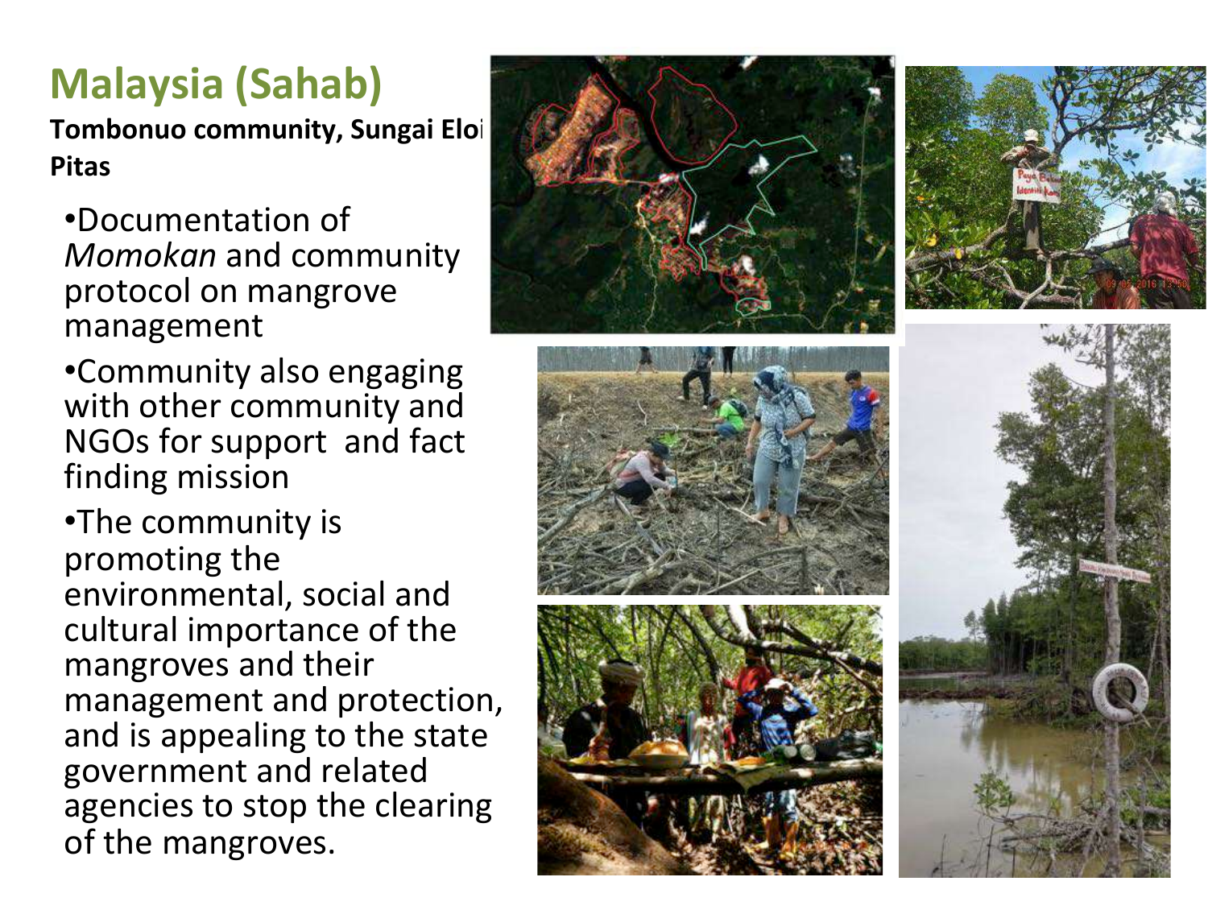# Malaysia (Sahab)

**Tombonuo community, Sungai Eloi Pitas**

- Documentation of *Momokan* and community protocol on mangrove management
- Community also engaging with other community and NGOs for support and fact finding mission
- The community is promoting the environmental, social and cultural importance of the mangroves and their management and protection, and is appealing to the state government and related agencies to stop the clearing of the mangroves.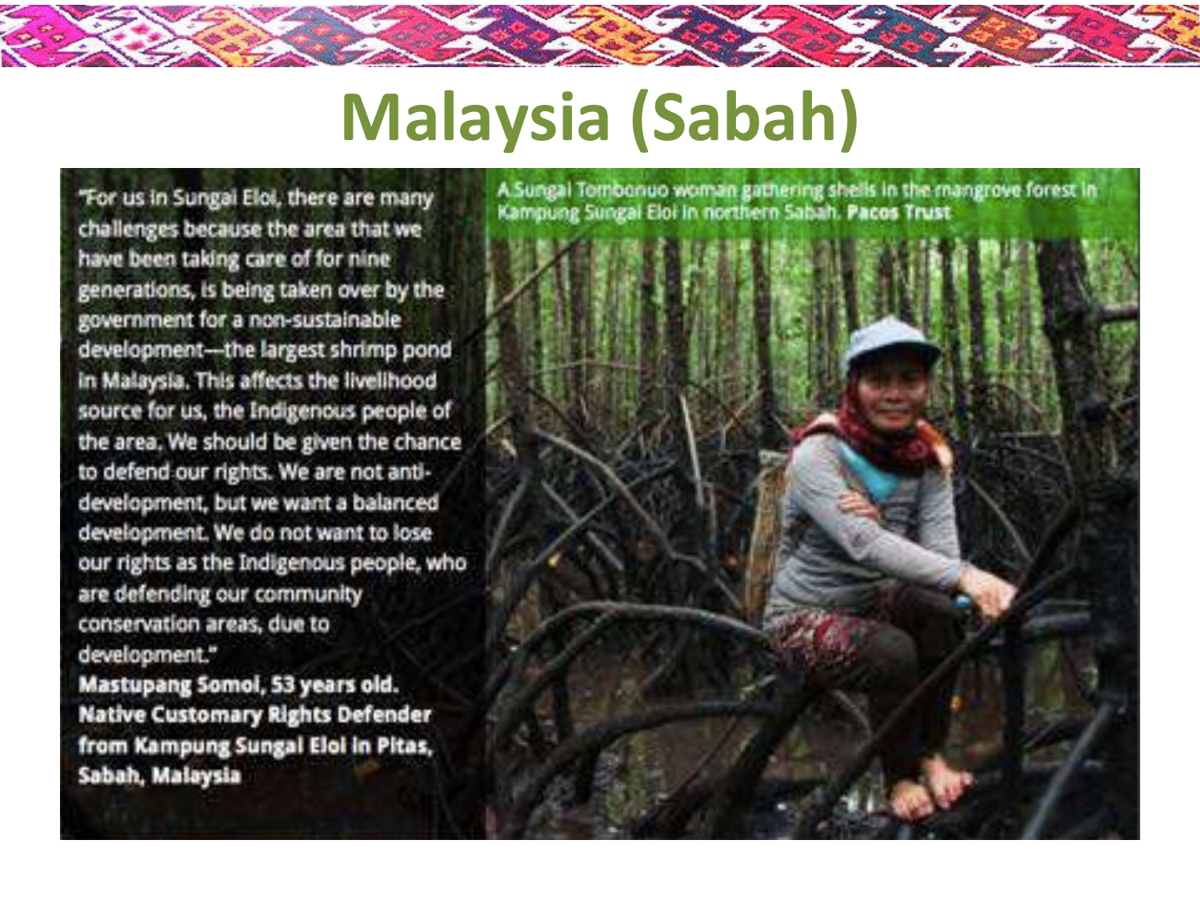# Malaysia (Sabah)

"For us in Sungai Eloi, there are many challenges because the area that we have been taking care of for nine generations, is being taken over by the government for a non-sustainable development—the largest shrimp pond in Malaysia. This affects the livelihood source for us, the Indigenous people of the area. We should be given the chance to defend our rights. We are not anti-development, but we want a balanced development. We do not want to lose our rights as the Indigenous people, who are defending our community conservation areas, due to development."

**Mastupang Somol, 53 years old. Native Customary Rights Defender from Kampung Sungai Eloi in Pitas, Sabah, Malaysia**

A Sungai Tombonuo woman gathering shells in the mangrove forest in Kampung Sungai Eloi in northern Sabah. **Pacos Trust**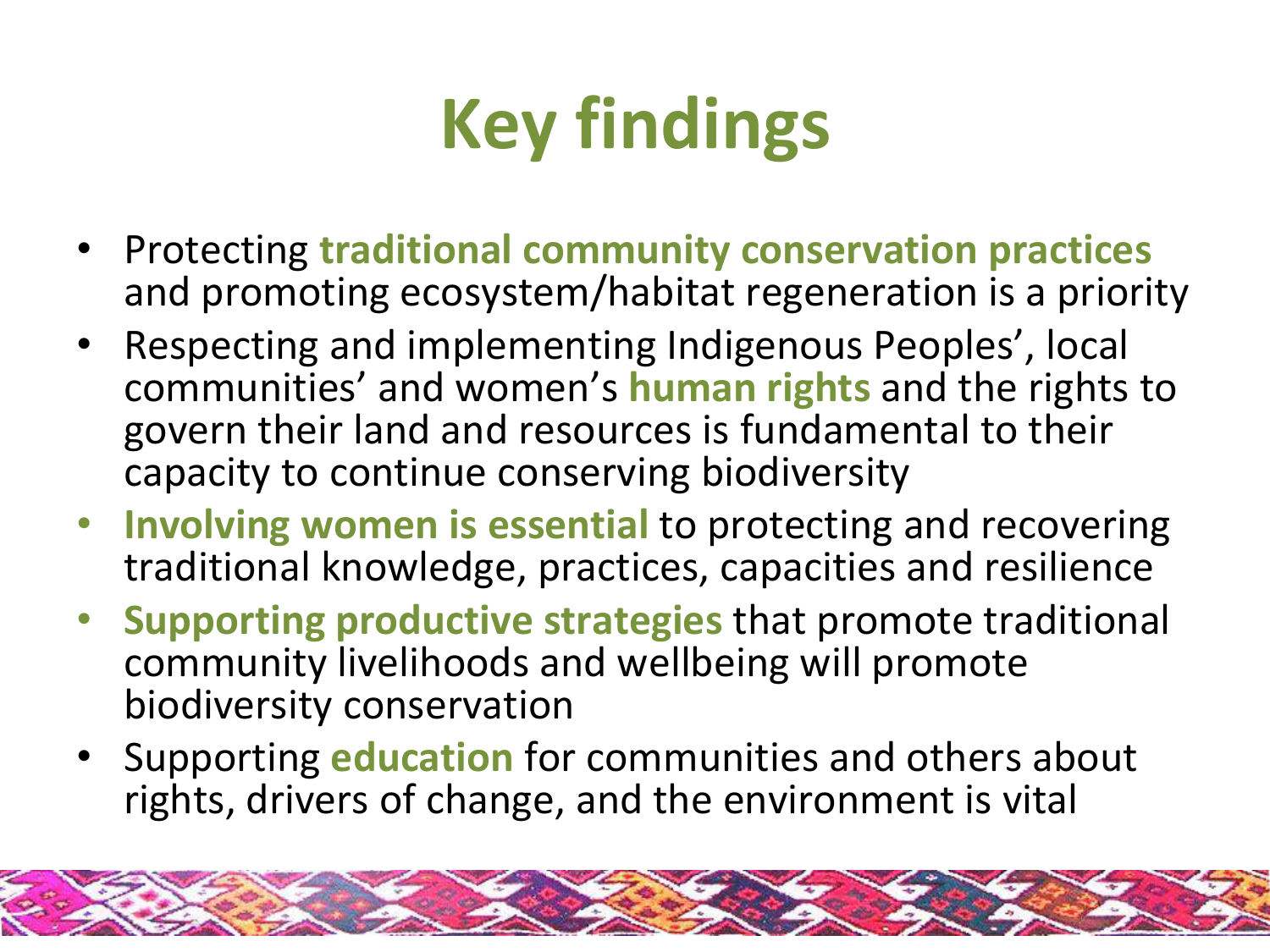# Key findings

- Protecting **traditional community conservation practices** and promoting ecosystem/habitat regeneration is a priority
- Respecting and implementing Indigenous Peoples', local communities' and women's **human rights** and the rights to govern their land and resources is fundamental to their capacity to continue conserving biodiversity
- **Involving women is essential** to protecting and recovering traditional knowledge, practices, capacities and resilience
- **Supporting productive strategies** that promote traditional community livelihoods and wellbeing will promote biodiversity conservation
- Supporting **education** for communities and others about rights, drivers of change, and the environment is vital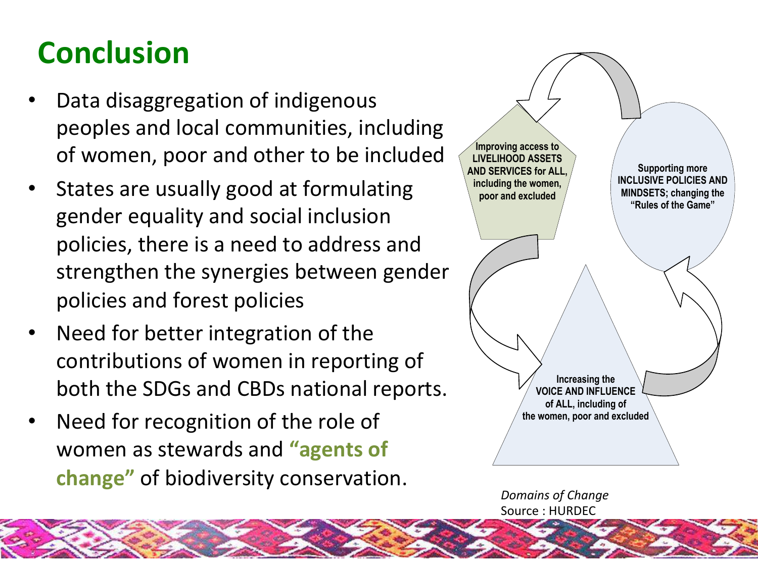# Conclusion

- Data disaggregation of indigenous peoples and local communities, including of women, poor and other to be included
- States are usually good at formulating gender equality and social inclusion policies, there is a need to address and strengthen the synergies between gender policies and forest policies
- Need for better integration of the contributions of women in reporting of both the SDGs and CBDs national reports.
- Need for recognition of the role of women as stewards and **"agents of change"** of biodiversity conservation.

Improving access to LIVELIHOOD ASSETS AND SERVICES for ALL, including the women, poor and excluded

Supporting more INCLUSIVE POLICIES AND MINDSETS; changing the "Rules of the Game"

Increasing the VOICE AND INFLUENCE of ALL, including of the women, poor and excluded

*Domains of Change*

Source : HURDEC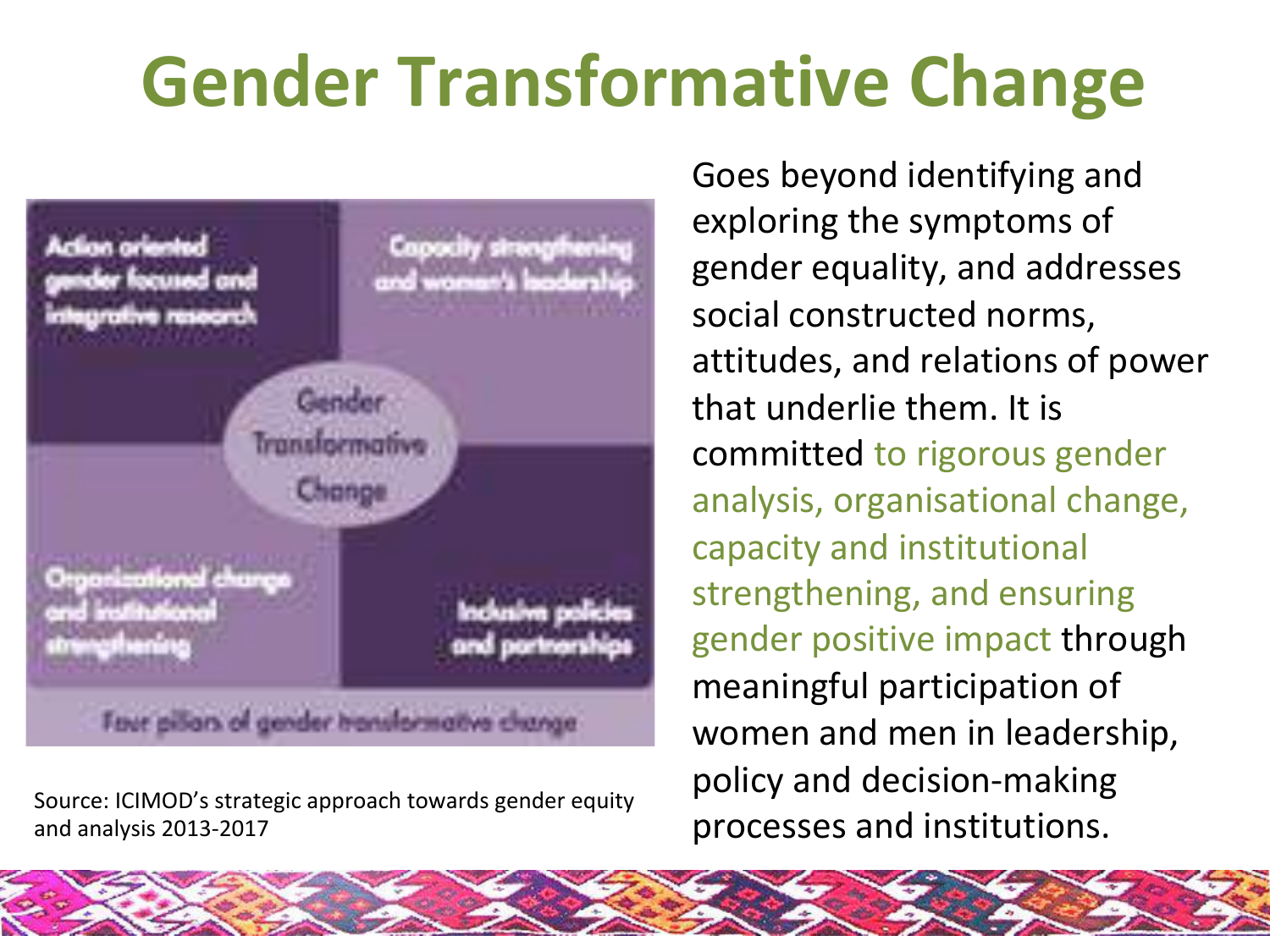# Gender Transformative Change

Action oriented gender focused and integrative research

Capacity strengthening and women's leadership

Gender Transformative Change

Organizational change and institutional strengthening

Inclusive policies and partnerships

Four pillars of gender transformative change

Source: ICIMOD's strategic approach towards gender equity and analysis 2013-2017

Goes beyond identifying and exploring the symptoms of gender equality, and addresses social constructed norms, attitudes, and relations of power that underlie them. It is committed to rigorous gender analysis, organisational change, capacity and institutional strengthening, and ensuring gender positive impact through meaningful participation of women and men in leadership, policy and decision-making processes and institutions.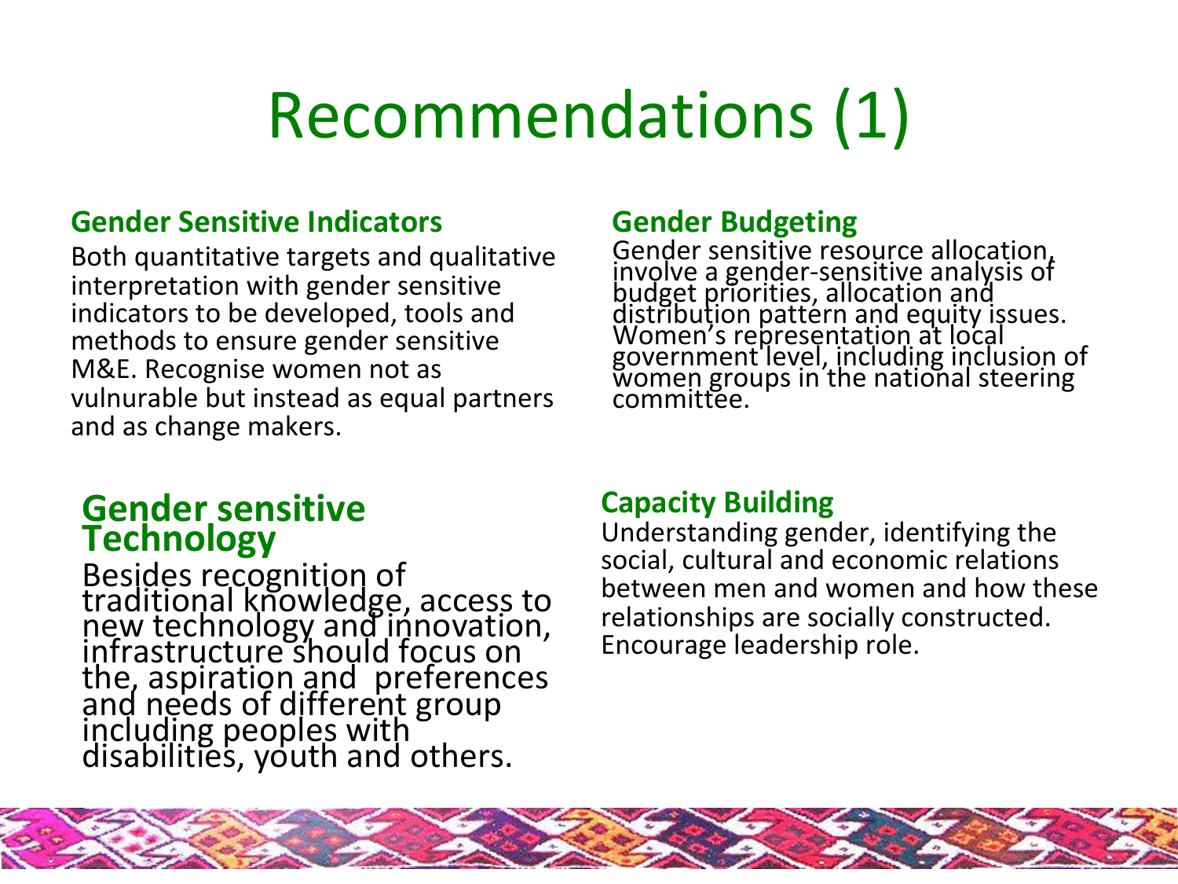# Recommendations (1)

## Gender Sensitive Indicators

Both quantitative targets and qualitative interpretation with gender sensitive indicators to be developed, tools and methods to ensure gender sensitive M&E. Recognise women not as vulnerable but instead as equal partners and as change makers.

## Gender Budgeting

Gender sensitive resource allocation, involve a gender-sensitive analysis of budget priorities, allocation and distribution pattern and equity issues. Women's representation at local government level, including inclusion of women groups in the national steering committee.

## Gender sensitive Technology

Besides recognition of traditional knowledge, access to new technology and innovation, infrastructure should focus on the, aspiration and preferences and needs of different group including peoples with disabilities, youth and others.

## Capacity Building

Understanding gender, identifying the social, cultural and economic relations between men and women and how these relationships are socially constructed. Encourage leadership role.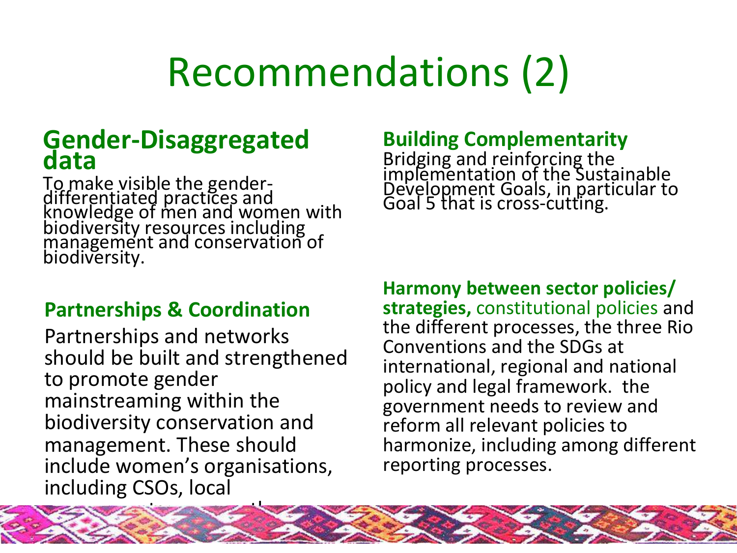# Recommendations (2)

## Gender-Disaggregated data

To make visible the gender-differentiated practices and knowledge of men and women with biodiversity resources including management and conservation of biodiversity.

### Partnerships & Coordination

Partnerships and networks should be built and strengthened to promote gender mainstreaming within the biodiversity conservation and management. These should include women's organisations, including CSOs, local

### Building Complementarity

Bridging and reinforcing the implementation of the Sustainable Development Goals, in particular to Goal 5 that is cross-cutting.

**Harmony between sector policies/ strategies,** constitutional policies and the different processes, the three Rio Conventions and the SDGs at international, regional and national policy and legal framework. the government needs to review and reform all relevant policies to harmonize, including among different reporting processes.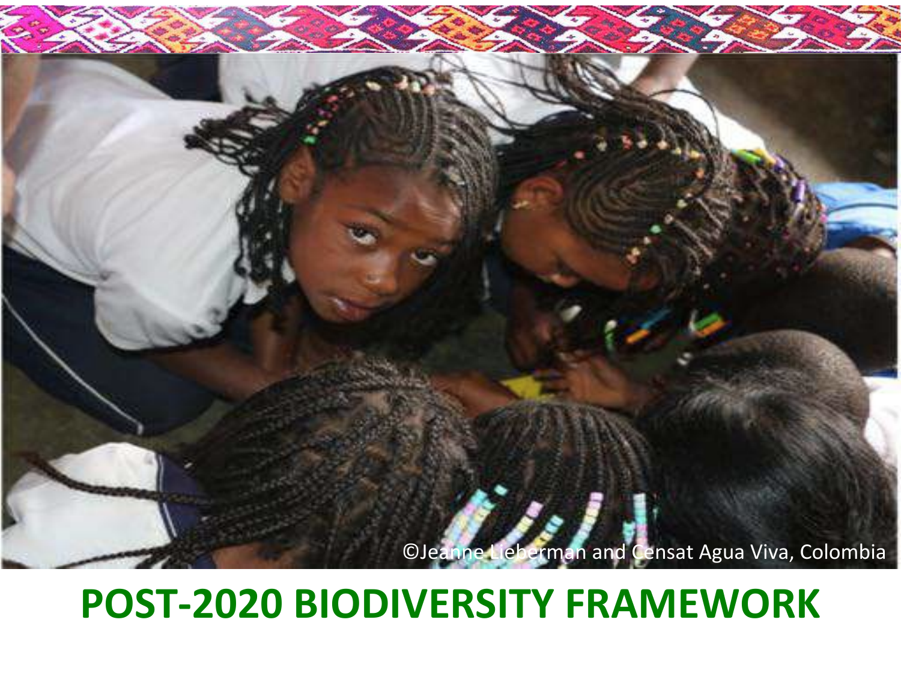©Jeanne Lieberman and Censat Agua Viva, Colombia

# POST-2020 BIODIVERSITY FRAMEWORK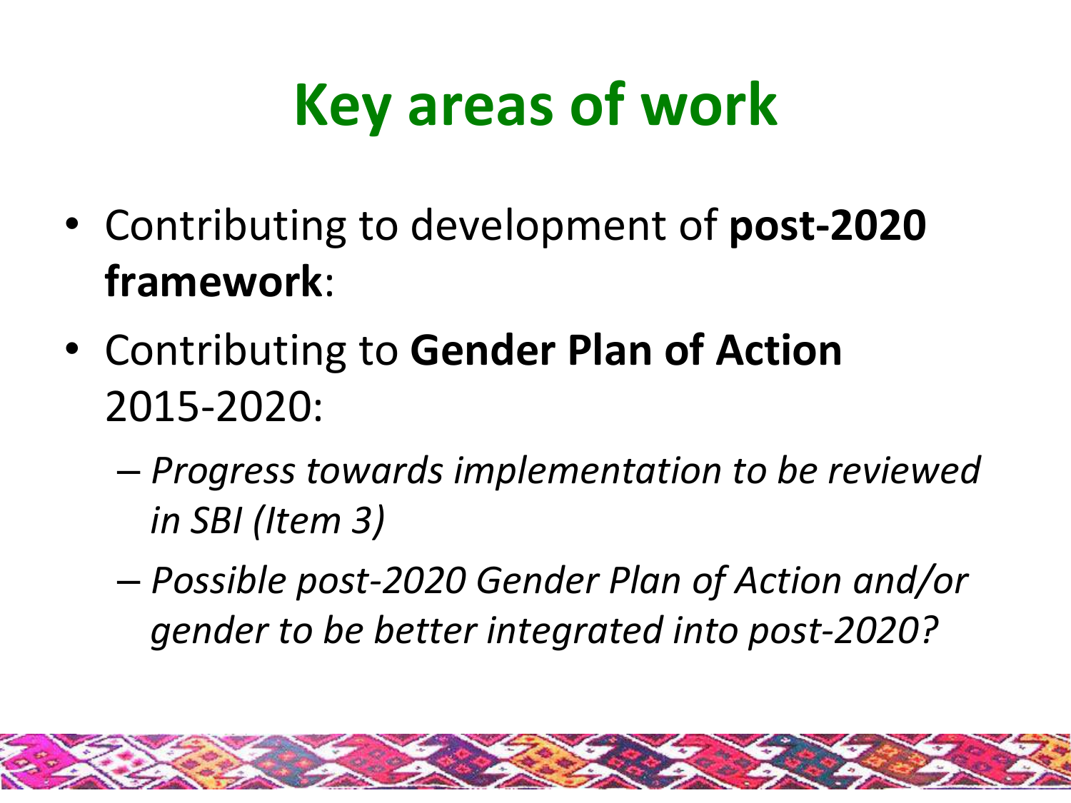# Key areas of work

- Contributing to development of **post-2020 framework**:
- Contributing to **Gender Plan of Action** 2015-2020:
  - *Progress towards implementation to be reviewed in SBI (Item 3)*
  - *Possible post-2020 Gender Plan of Action and/or gender to be better integrated into post-2020?*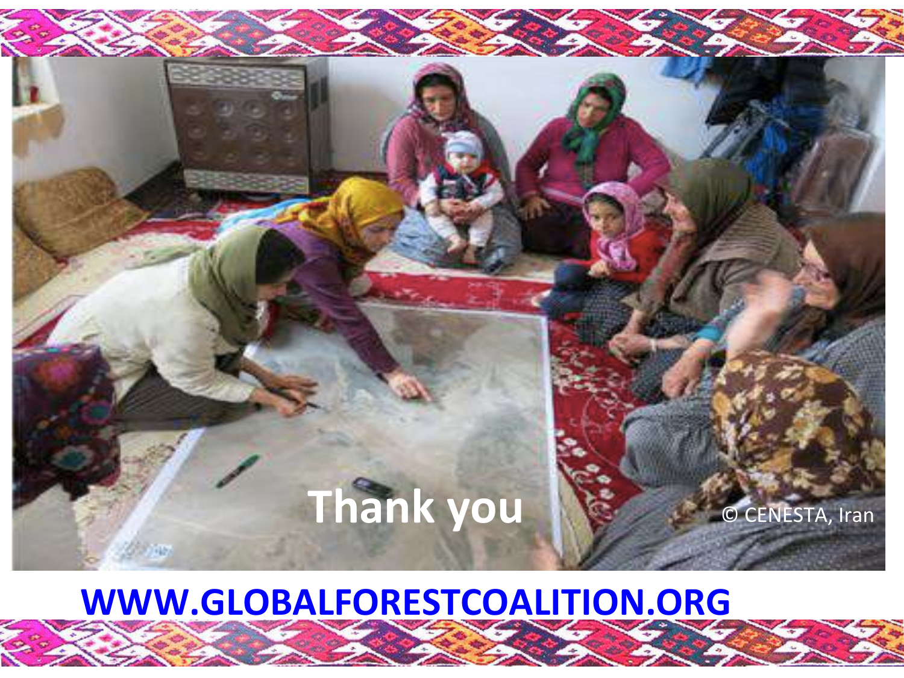Thank you

© CENESTA, Iran

WWW.GLOBALFORESTCOALITION.ORG